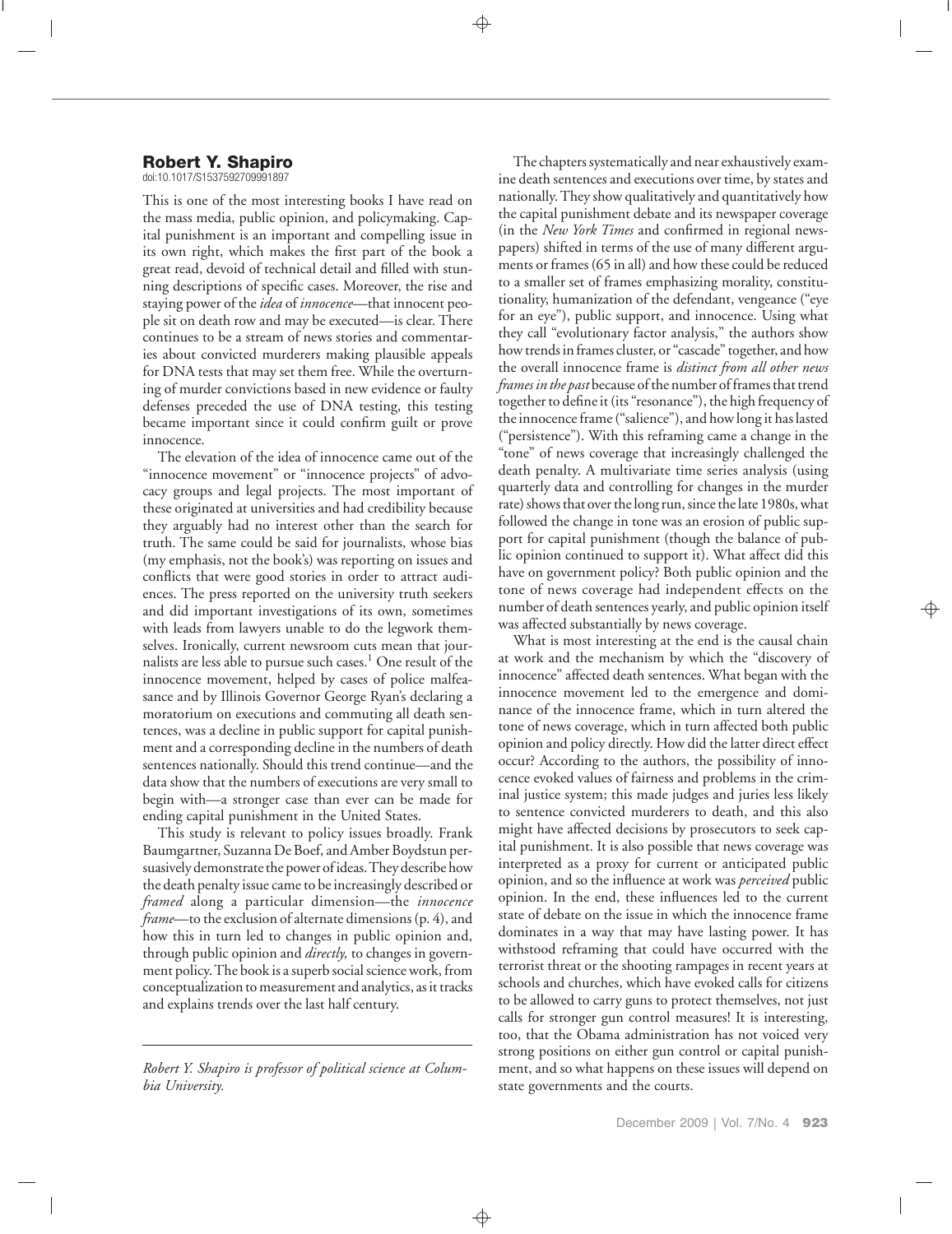## Robert Y. Shapiro

doi:10.1017/S1537592709991897

This is one of the most interesting books I have read on the mass media, public opinion, and policymaking. Capital punishment is an important and compelling issue in its own right, which makes the first part of the book a great read, devoid of technical detail and filled with stunning descriptions of specific cases. Moreover, the rise and staying power of the *idea* of *innocence*—that innocent people sit on death row and may be executed—is clear. There continues to be a stream of news stories and commentaries about convicted murderers making plausible appeals for DNA tests that may set them free. While the overturning of murder convictions based in new evidence or faulty defenses preceded the use of DNA testing, this testing became important since it could confirm guilt or prove innocence.

The elevation of the idea of innocence came out of the "innocence movement" or "innocence projects" of advocacy groups and legal projects. The most important of these originated at universities and had credibility because they arguably had no interest other than the search for truth. The same could be said for journalists, whose bias (my emphasis, not the book's) was reporting on issues and conflicts that were good stories in order to attract audiences. The press reported on the university truth seekers and did important investigations of its own, sometimes with leads from lawyers unable to do the legwork themselves. Ironically, current newsroom cuts mean that journalists are less able to pursue such cases.[1] One result of the innocence movement, helped by cases of police malfeasance and by Illinois Governor George Ryan's declaring a moratorium on executions and commuting all death sentences, was a decline in public support for capital punishment and a corresponding decline in the numbers of death sentences nationally. Should this trend continue—and the data show that the numbers of executions are very small to begin with—a stronger case than ever can be made for ending capital punishment in the United States.

This study is relevant to policy issues broadly. Frank Baumgartner, Suzanna De Boef, and Amber Boydstun persuasively demonstrate the power of ideas. They describe how the death penalty issue came to be increasingly described or *framed* along a particular dimension—the *innocence frame*—to the exclusion of alternate dimensions (p. 4), and how this in turn led to changes in public opinion and, through public opinion and *directly,* to changes in government policy. The book is a superb social science work, from conceptualization to measurement and analytics, as it tracks and explains trends over the last half century.

---

*Robert Y. Shapiro is professor of political science at Columbia University.*

The chapters systematically and near exhaustively examine death sentences and executions over time, by states and nationally. They show qualitatively and quantitatively how the capital punishment debate and its newspaper coverage (in the *New York Times* and confirmed in regional newspapers) shifted in terms of the use of many different arguments or frames (65 in all) and how these could be reduced to a smaller set of frames emphasizing morality, constitutionality, humanization of the defendant, vengeance ("eye for an eye"), public support, and innocence. Using what they call "evolutionary factor analysis," the authors show how trends in frames cluster, or "cascade" together, and how the overall innocence frame is *distinct from all other news frames in the past* because of the number of frames that trend together to define it (its "resonance"), the high frequency of the innocence frame ("salience"), and how long it has lasted ("persistence"). With this reframing came a change in the "tone" of news coverage that increasingly challenged the death penalty. A multivariate time series analysis (using quarterly data and controlling for changes in the murder rate) shows that over the long run, since the late 1980s, what followed the change in tone was an erosion of public support for capital punishment (though the balance of public opinion continued to support it). What affect did this have on government policy? Both public opinion and the tone of news coverage had independent effects on the number of death sentences yearly, and public opinion itself was affected substantially by news coverage.

What is most interesting at the end is the causal chain at work and the mechanism by which the "discovery of innocence" affected death sentences. What began with the innocence movement led to the emergence and dominance of the innocence frame, which in turn altered the tone of news coverage, which in turn affected both public opinion and policy directly. How did the latter direct effect occur? According to the authors, the possibility of innocence evoked values of fairness and problems in the criminal justice system; this made judges and juries less likely to sentence convicted murderers to death, and this also might have affected decisions by prosecutors to seek capital punishment. It is also possible that news coverage was interpreted as a proxy for current or anticipated public opinion, and so the influence at work was *perceived* public opinion. In the end, these influences led to the current state of debate on the issue in which the innocence frame dominates in a way that may have lasting power. It has withstood reframing that could have occurred with the terrorist threat or the shooting rampages in recent years at schools and churches, which have evoked calls for citizens to be allowed to carry guns to protect themselves, not just calls for stronger gun control measures! It is interesting, too, that the Obama administration has not voiced very strong positions on either gun control or capital punishment, and so what happens on these issues will depend on state governments and the courts.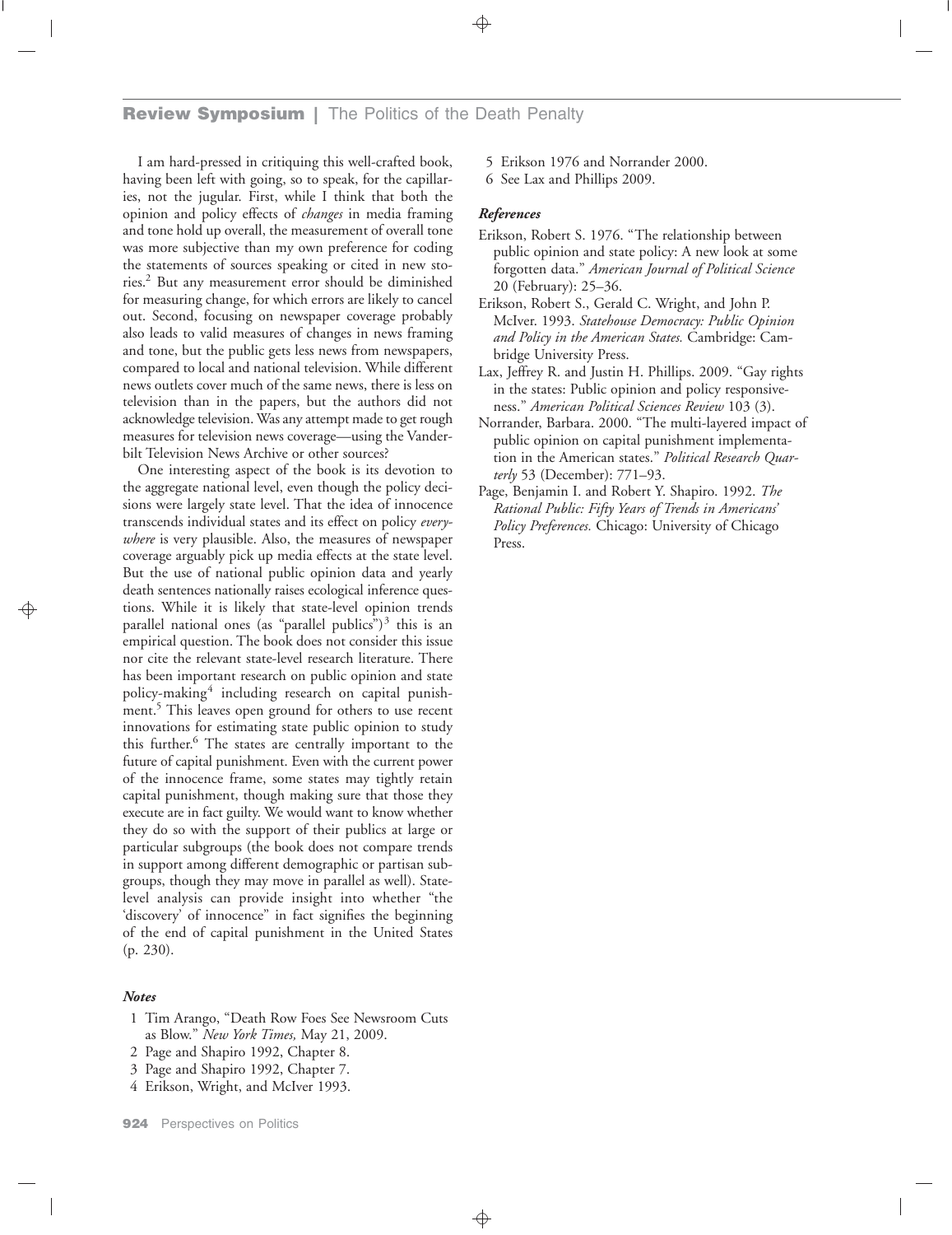I am hard-pressed in critiquing this well-crafted book, having been left with going, so to speak, for the capillaries, not the jugular. First, while I think that both the opinion and policy effects of *changes* in media framing and tone hold up overall, the measurement of overall tone was more subjective than my own preference for coding the statements of sources speaking or cited in new stories.[2] But any measurement error should be diminished for measuring change, for which errors are likely to cancel out. Second, focusing on newspaper coverage probably also leads to valid measures of changes in news framing and tone, but the public gets less news from newspapers, compared to local and national television. While different news outlets cover much of the same news, there is less on television than in the papers, but the authors did not acknowledge television. Was any attempt made to get rough measures for television news coverage—using the Vanderbilt Television News Archive or other sources?

One interesting aspect of the book is its devotion to the aggregate national level, even though the policy decisions were largely state level. That the idea of innocence transcends individual states and its effect on policy *everywhere* is very plausible. Also, the measures of newspaper coverage arguably pick up media effects at the state level. But the use of national public opinion data and yearly death sentences nationally raises ecological inference questions. While it is likely that state-level opinion trends parallel national ones (as "parallel publics")[3] this is an empirical question. The book does not consider this issue nor cite the relevant state-level research literature. There has been important research on public opinion and state policy-making[4] including research on capital punishment.[5] This leaves open ground for others to use recent innovations for estimating state public opinion to study this further.[6] The states are centrally important to the future of capital punishment. Even with the current power of the innocence frame, some states may tightly retain capital punishment, though making sure that those they execute are in fact guilty. We would want to know whether they do so with the support of their publics at large or particular subgroups (the book does not compare trends in support among different demographic or partisan subgroups, though they may move in parallel as well). State-level analysis can provide insight into whether "the 'discovery' of innocence" in fact signifies the beginning of the end of capital punishment in the United States (p. 230).

### *Notes*

1 Tim Arango, "Death Row Foes See Newsroom Cuts as Blow." *New York Times,* May 21, 2009.
2 Page and Shapiro 1992, Chapter 8.
3 Page and Shapiro 1992, Chapter 7.
4 Erikson, Wright, and McIver 1993.
5 Erikson 1976 and Norrander 2000.
6 See Lax and Phillips 2009.

### *References*

Erikson, Robert S. 1976. "The relationship between public opinion and state policy: A new look at some forgotten data." *American Journal of Political Science* 20 (February): 25–36.

Erikson, Robert S., Gerald C. Wright, and John P. McIver. 1993. *Statehouse Democracy: Public Opinion and Policy in the American States.* Cambridge: Cambridge University Press.

Lax, Jeffrey R. and Justin H. Phillips. 2009. "Gay rights in the states: Public opinion and policy responsiveness." *American Political Sciences Review* 103 (3).

Norrander, Barbara. 2000. "The multi-layered impact of public opinion on capital punishment implementation in the American states." *Political Research Quarterly* 53 (December): 771–93.

Page, Benjamin I. and Robert Y. Shapiro. 1992. *The Rational Public: Fifty Years of Trends in Americans' Policy Preferences.* Chicago: University of Chicago Press.